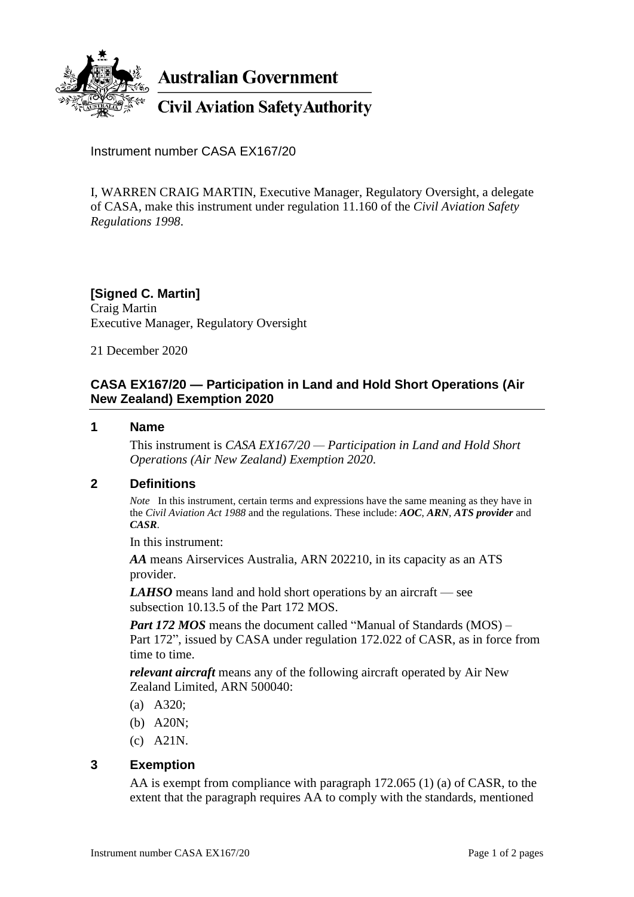**Australian Government**

**Civil Aviation Safety Authority**

Instrument number CASA EX167/20

I, WARREN CRAIG MARTIN, Executive Manager, Regulatory Oversight, a delegate of CASA, make this instrument under regulation 11.160 of the *Civil Aviation Safety Regulations 1998*.

**[Signed C. Martin]**
Craig Martin
Executive Manager, Regulatory Oversight

21 December 2020

## CASA EX167/20 — Participation in Land and Hold Short Operations (Air New Zealand) Exemption 2020

### 1 Name

This instrument is *CASA EX167/20 — Participation in Land and Hold Short Operations (Air New Zealand) Exemption 2020*.

### 2 Definitions

*Note* In this instrument, certain terms and expressions have the same meaning as they have in the *Civil Aviation Act 1988* and the regulations. These include: ***AOC***, ***ARN***, ***ATS provider*** and ***CASR***.

In this instrument:

***AA*** means Airservices Australia, ARN 202210, in its capacity as an ATS provider.

***LAHSO*** means land and hold short operations by an aircraft — see subsection 10.13.5 of the Part 172 MOS.

***Part 172 MOS*** means the document called "Manual of Standards (MOS) – Part 172", issued by CASA under regulation 172.022 of CASR, as in force from time to time.

***relevant aircraft*** means any of the following aircraft operated by Air New Zealand Limited, ARN 500040:

(a) A320;

(b) A20N;

(c) A21N.

### 3 Exemption

AA is exempt from compliance with paragraph 172.065 (1) (a) of CASR, to the extent that the paragraph requires AA to comply with the standards, mentioned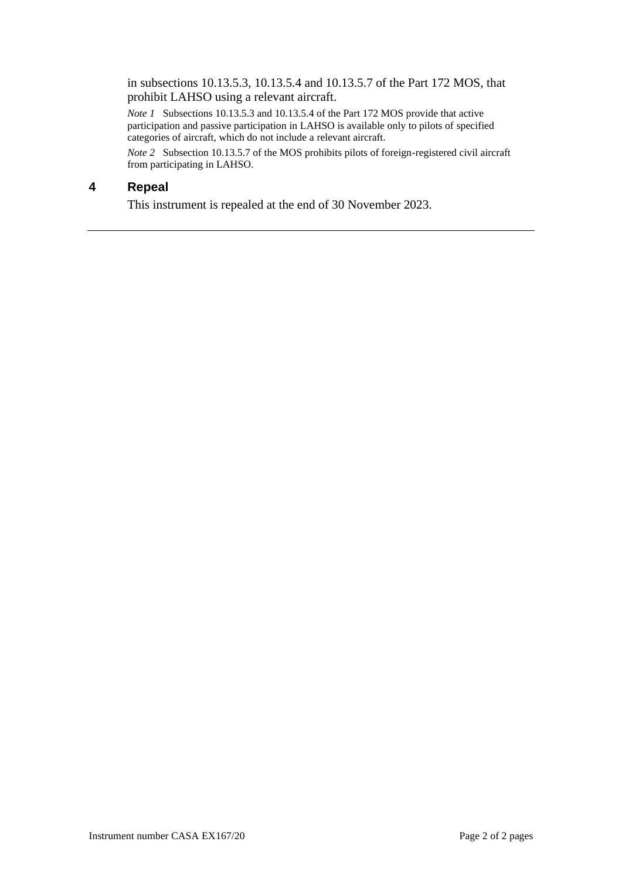in subsections 10.13.5.3, 10.13.5.4 and 10.13.5.7 of the Part 172 MOS, that prohibit LAHSO using a relevant aircraft.

*Note 1* Subsections 10.13.5.3 and 10.13.5.4 of the Part 172 MOS provide that active participation and passive participation in LAHSO is available only to pilots of specified categories of aircraft, which do not include a relevant aircraft.

*Note 2* Subsection 10.13.5.7 of the MOS prohibits pilots of foreign-registered civil aircraft from participating in LAHSO.

## 4 Repeal

This instrument is repealed at the end of 30 November 2023.